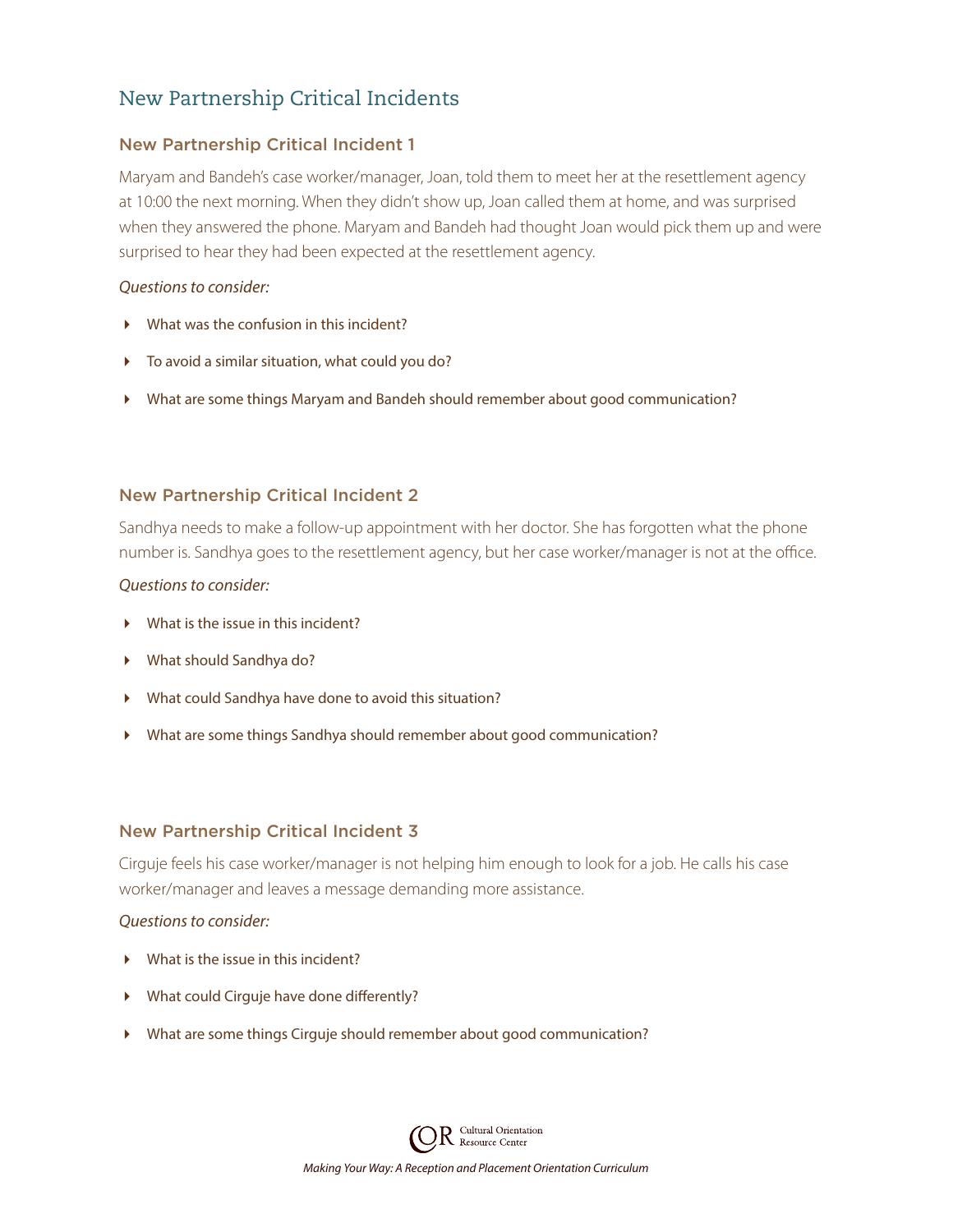# New Partnership Critical Incidents

## New Partnership Critical Incident 1

Maryam and Bandeh's case worker/manager, Joan, told them to meet her at the resettlement agency at 10:00 the next morning. When they didn't show up, Joan called them at home, and was surprised when they answered the phone. Maryam and Bandeh had thought Joan would pick them up and were surprised to hear they had been expected at the resettlement agency.

*Questions to consider:*

- What was the confusion in this incident?
- To avoid a similar situation, what could you do?
- What are some things Maryam and Bandeh should remember about good communication?

## New Partnership Critical Incident 2

Sandhya needs to make a follow-up appointment with her doctor. She has forgotten what the phone number is. Sandhya goes to the resettlement agency, but her case worker/manager is not at the office.

*Questions to consider:*

- What is the issue in this incident?
- What should Sandhya do?
- What could Sandhya have done to avoid this situation?
- What are some things Sandhya should remember about good communication?

## New Partnership Critical Incident 3

Cirguje feels his case worker/manager is not helping him enough to look for a job. He calls his case worker/manager and leaves a message demanding more assistance.

*Questions to consider:*

- What is the issue in this incident?
- What could Cirguje have done differently?
- What are some things Cirguje should remember about good communication?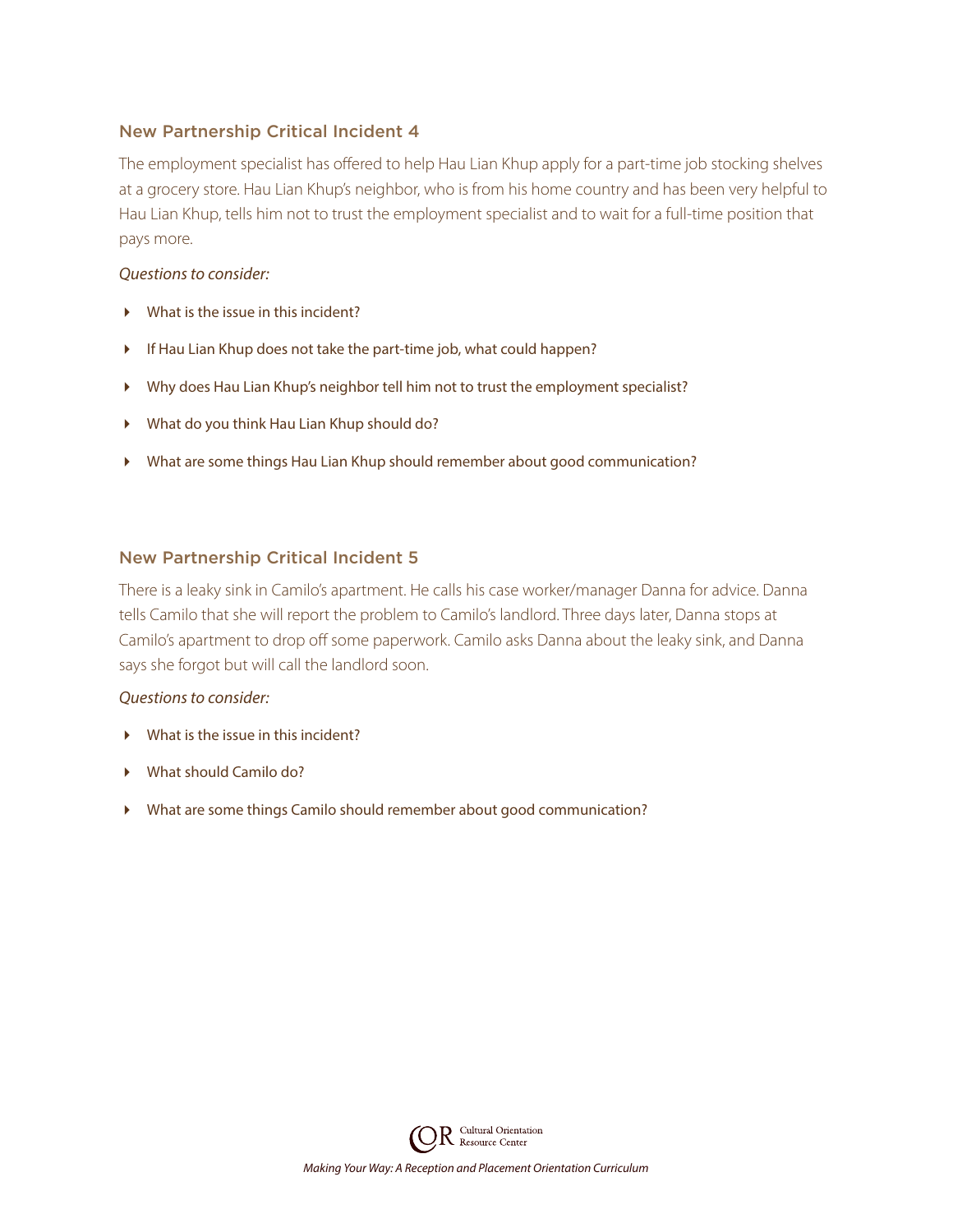## New Partnership Critical Incident 4

The employment specialist has offered to help Hau Lian Khup apply for a part-time job stocking shelves at a grocery store. Hau Lian Khup's neighbor, who is from his home country and has been very helpful to Hau Lian Khup, tells him not to trust the employment specialist and to wait for a full-time position that pays more.

*Questions to consider:*

- What is the issue in this incident?
- If Hau Lian Khup does not take the part-time job, what could happen?
- Why does Hau Lian Khup's neighbor tell him not to trust the employment specialist?
- What do you think Hau Lian Khup should do?
- What are some things Hau Lian Khup should remember about good communication?

## New Partnership Critical Incident 5

There is a leaky sink in Camilo's apartment. He calls his case worker/manager Danna for advice. Danna tells Camilo that she will report the problem to Camilo's landlord. Three days later, Danna stops at Camilo's apartment to drop off some paperwork. Camilo asks Danna about the leaky sink, and Danna says she forgot but will call the landlord soon.

*Questions to consider:*

- What is the issue in this incident?
- What should Camilo do?
- What are some things Camilo should remember about good communication?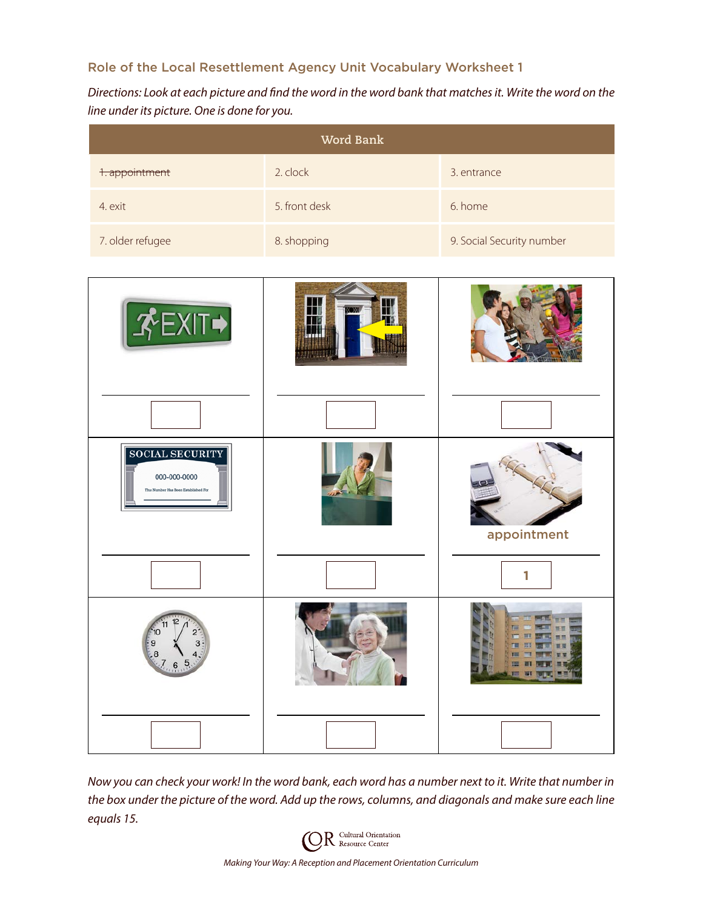## Role of the Local Resettlement Agency Unit Vocabulary Worksheet 1

*Directions: Look at each picture and find the word in the word bank that matches it. Write the word on the line under its picture. One is done for you.*

| Word Bank | | |
|---|---|---|
| ~~1. appointment~~ | 2. clock | 3. entrance |
| 4. exit | 5. front desk | 6. home |
| 7. older refugee | 8. shopping | 9. Social Security number |

| | | |
|---|---|---|
| EXIT | | |
| ______ [ ] | ______ [ ] | ______ [ ] |
| SOCIAL SECURITY 000-000-0000 This Number Has Been Established For | | appointment |
| ______ [ ] | ______ [ ] | ______ [ 1 ] |
| | | |
| ______ [ ] | ______ [ ] | ______ [ ] |

*Now you can check your work! In the word bank, each word has a number next to it. Write that number in the box under the picture of the word. Add up the rows, columns, and diagonals and make sure each line equals 15.*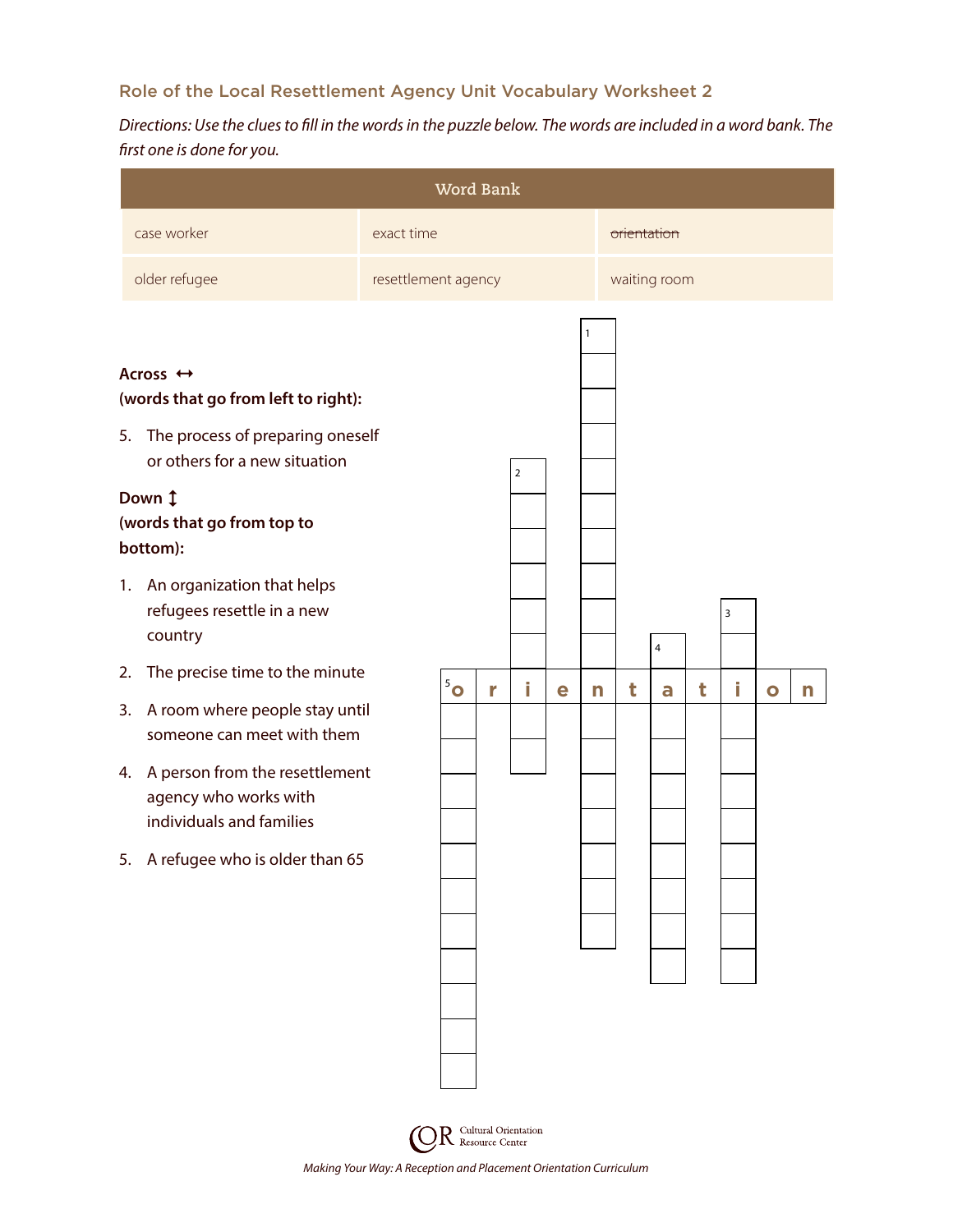## Role of the Local Resettlement Agency Unit Vocabulary Worksheet 2

*Directions: Use the clues to fill in the words in the puzzle below. The words are included in a word bank. The first one is done for you.*

| Word Bank | | |
|---|---|---|
| case worker | exact time | ~~orientation~~ |
| older refugee | resettlement agency | waiting room |

**Across ↔**
**(words that go from left to right):**

5. The process of preparing oneself or others for a new situation

**Down ↕**
**(words that go from top to bottom):**

1. An organization that helps refugees resettle in a new country
2. The precise time to the minute
3. A room where people stay until someone can meet with them
4. A person from the resettlement agency who works with individuals and families
5. A refugee who is older than 65

5 Across: o r i e n t a t i o n

Making Your Way: A Reception and Placement Orientation Curriculum